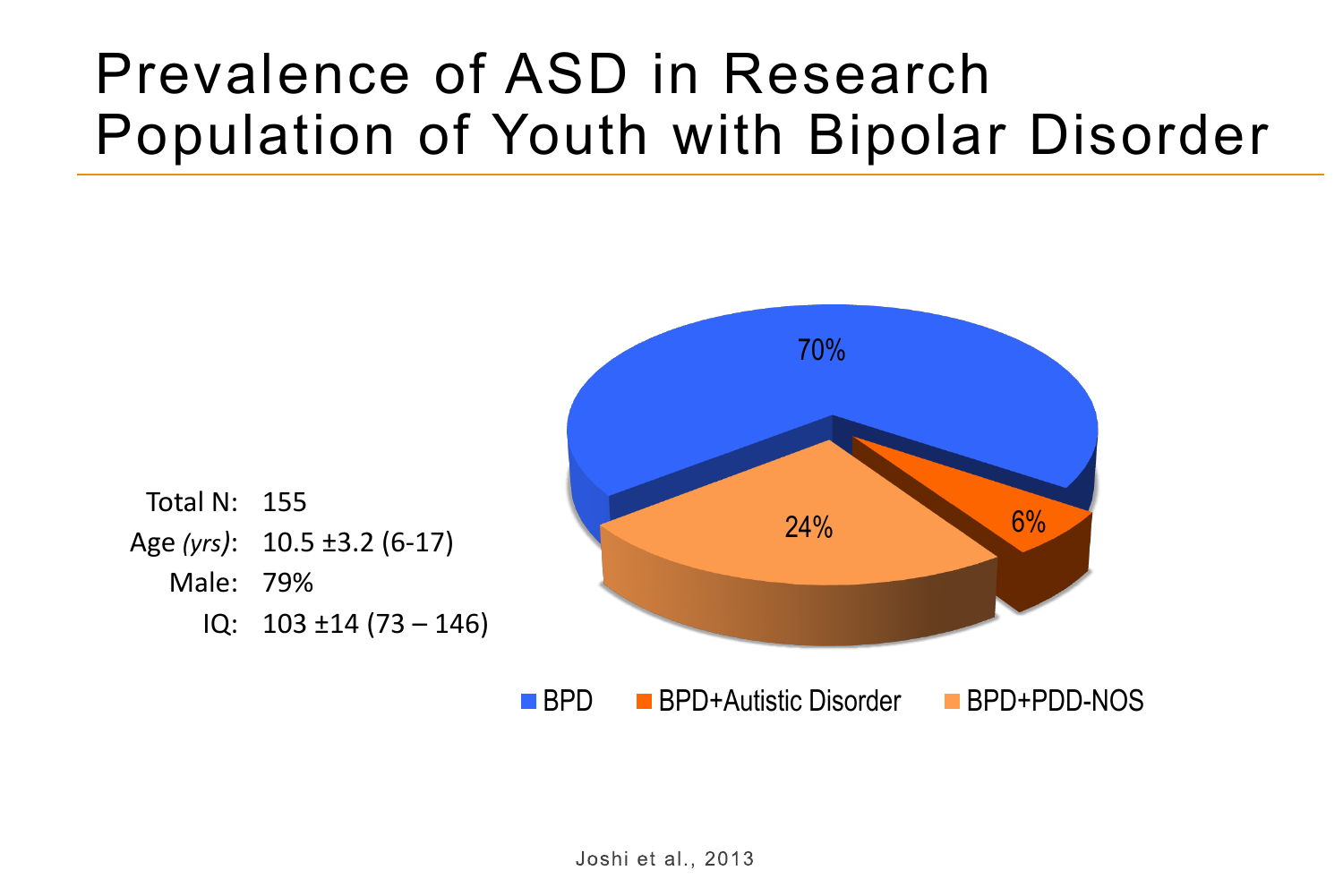# Prevalence of ASD in Research Population of Youth with Bipolar Disorder

Total N: 155
Age *(yrs)*: 10.5 ±3.2 (6-17)
Male: 79%
IQ: 103 ±14 (73 – 146)

| Group | Percentage |
|---|---|
| BPD | 70% |
| BPD+Autistic Disorder | 6% |
| BPD+PDD-NOS | 24% |

Joshi et al., 2013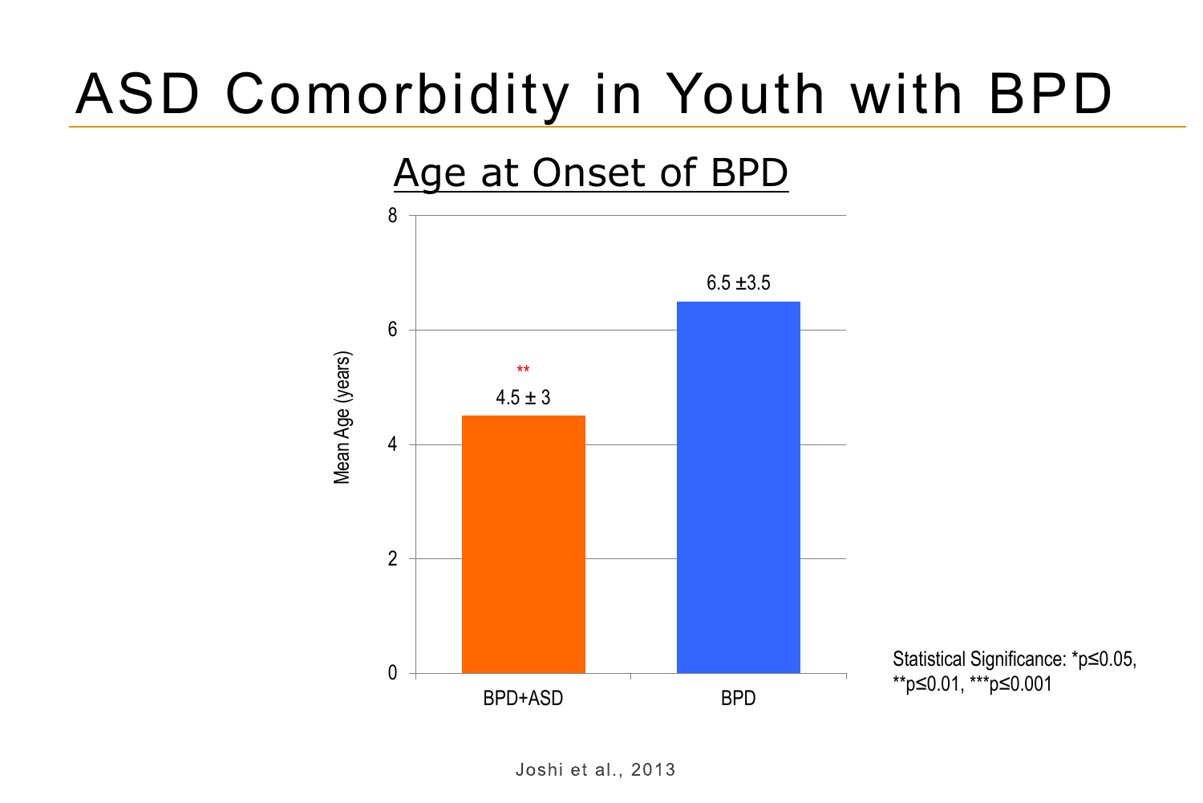# ASD Comorbidity in Youth with BPD

## Age at Onset of BPD

| Group | Mean Age (years) |
|---|---|
| BPD+ASD | 4.5 ± 3 ** |
| BPD | 6.5 ±3.5 |

Statistical Significance: *$p \leq 0.05$, **$p \leq 0.01$, ***$p \leq 0.001$

Joshi et al., 2013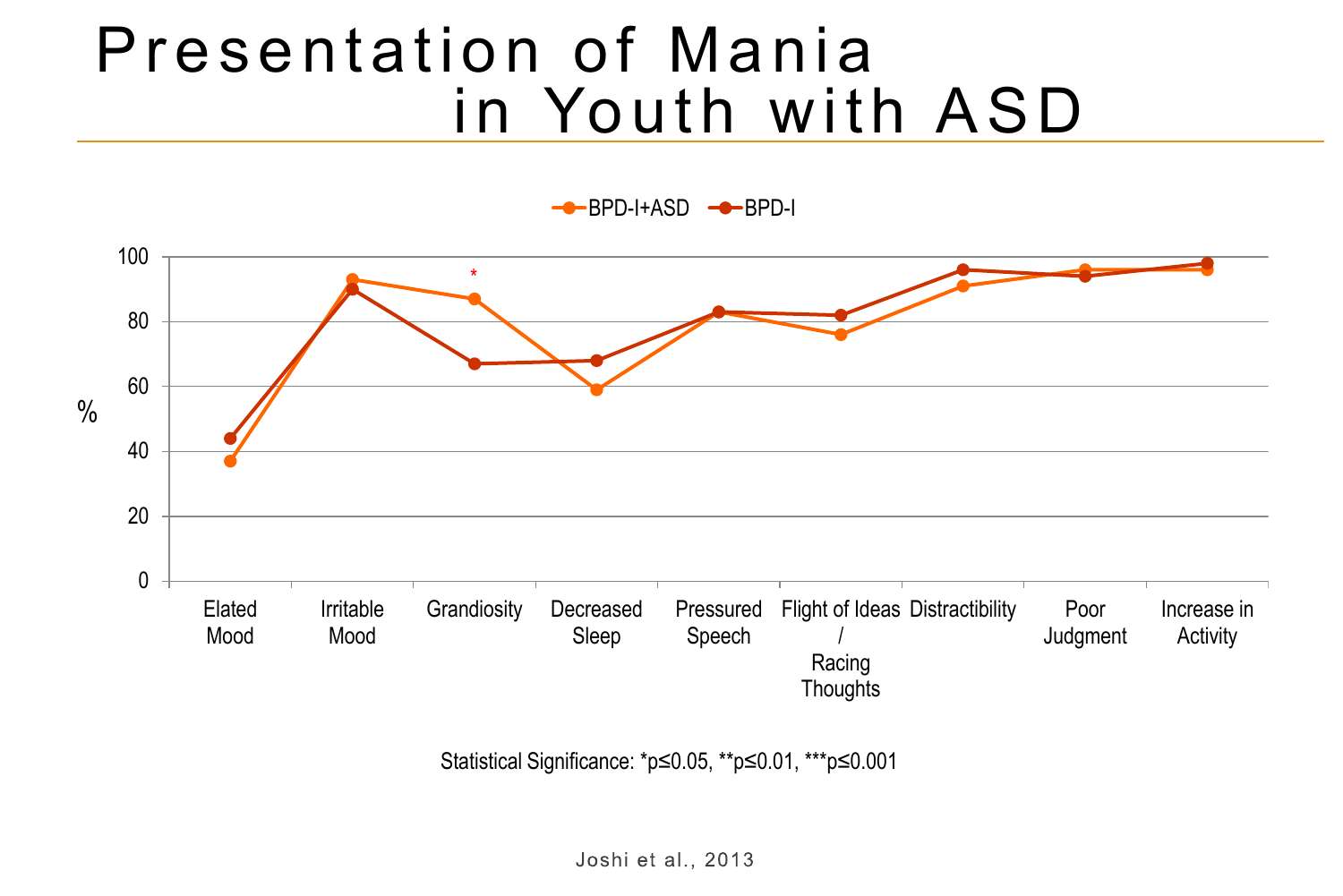# Presentation of Mania in Youth with ASD

| | Elated Mood | Irritable Mood | Grandiosity* | Decreased Sleep | Pressured Speech | Flight of Ideas / Racing Thoughts | Distractibility | Poor Judgment | Increase in Activity |
|---|---|---|---|---|---|---|---|---|---|
| BPD-I+ASD | 37 | 93 | 87 | 59 | 83 | 76 | 91 | 96 | 96 |
| BPD-I | 44 | 90 | 67 | 68 | 83 | 82 | 96 | 94 | 98 |

(Values in %, approximate readings from chart)

Statistical Significance: *$p \leq 0.05$, **$p \leq 0.01$, ***$p \leq 0.001$

Joshi et al., 2013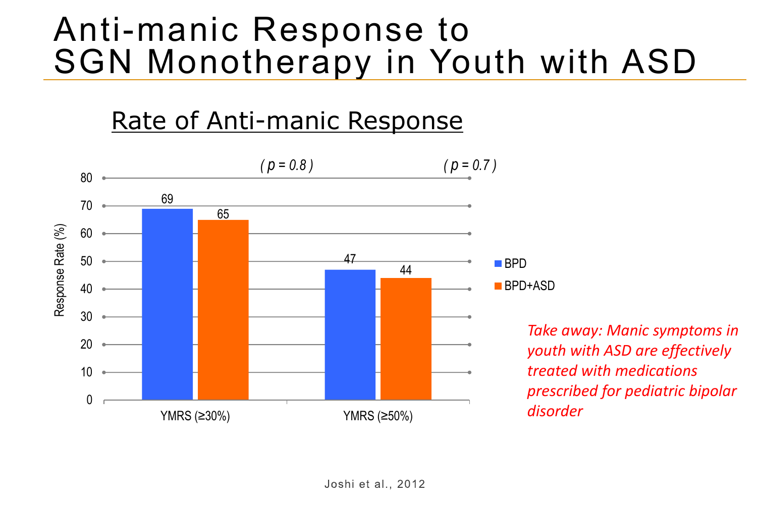# Anti-manic Response to SGN Monotherapy in Youth with ASD

## Rate of Anti-manic Response

| Response Rate (%) | BPD | BPD+ASD | p |
|---|---|---|---|
| YMRS (≥30%) | 69 | 65 | ( p = 0.8 ) |
| YMRS (≥50%) | 47 | 44 | ( p = 0.7 ) |

*Take away: Manic symptoms in youth with ASD are effectively treated with medications prescribed for pediatric bipolar disorder*

Joshi et al., 2012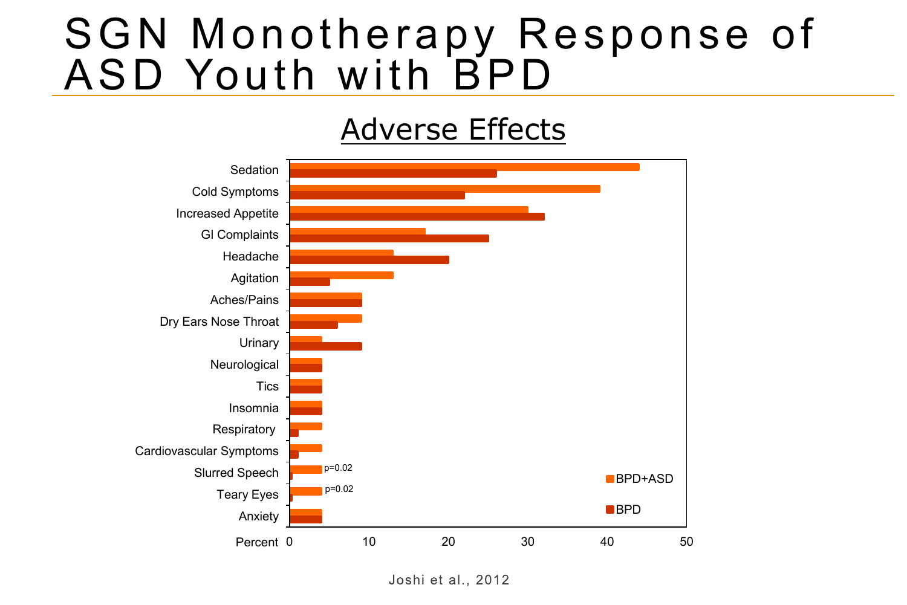# SGN Monotherapy Response of ASD Youth with BPD

## Adverse Effects

Sedation
Cold Symptoms
Increased Appetite
GI Complaints
Headache
Agitation
Aches/Pains
Dry Ears Nose Throat
Urinary
Neurological
Tics
Insomnia
Respiratory
Cardiovascular Symptoms
Slurred Speech
Teary Eyes
Anxiety

p=0.02
p=0.02

Percent 0 10 20 30 40 50

BPD+ASD
BPD

Joshi et al., 2012